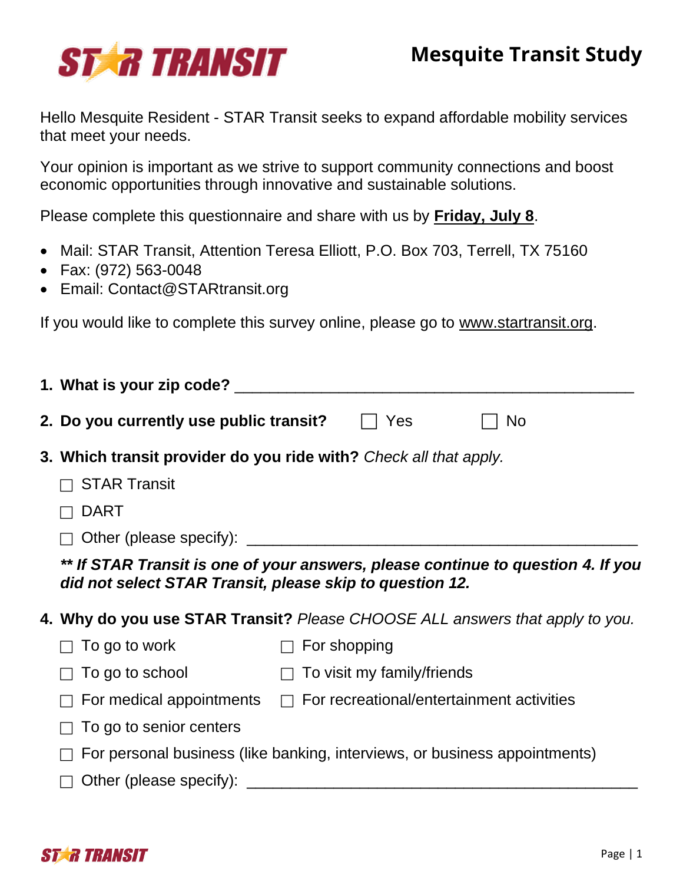# STAR TRANSIT

## Mesquite Transit Study

Hello Mesquite Resident - STAR Transit seeks to expand affordable mobility services that meet your needs.

Your opinion is important as we strive to support community connections and boost economic opportunities through innovative and sustainable solutions.

Please complete this questionnaire and share with us by **Friday, July 8**.

- Mail: STAR Transit, Attention Teresa Elliott, P.O. Box 703, Terrell, TX 75160
- Fax: (972) 563-0048
- Email: Contact@STARtransit.org

If you would like to complete this survey online, please go to www.startransit.org.

1. **What is your zip code?** ______________________________________________

2. **Do you currently use public transit?** ☐ Yes ☐ No

3. **Which transit provider do you ride with?** *Check all that apply.*

   ☐ STAR Transit

   ☐ DART

   ☐ Other (please specify): ______________________________________________

   ***\*\* If STAR Transit is one of your answers, please continue to question 4. If you did not select STAR Transit, please skip to question 12.***

4. **Why do you use STAR Transit?** *Please CHOOSE ALL answers that apply to you.*

   ☐ To go to work

   ☐ For shopping

   ☐ To go to school

   ☐ To visit my family/friends

   ☐ For medical appointments

   ☐ For recreational/entertainment activities

   ☐ To go to senior centers

   ☐ For personal business (like banking, interviews, or business appointments)

   ☐ Other (please specify): ______________________________________________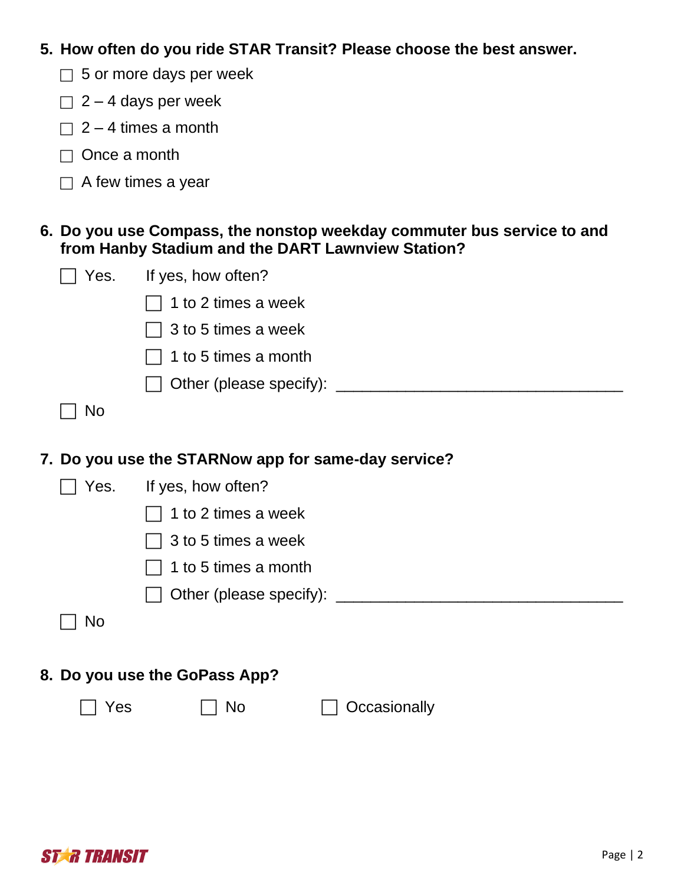**5. How often do you ride STAR Transit? Please choose the best answer.**

- ☐ 5 or more days per week
- ☐ 2 – 4 days per week
- ☐ 2 – 4 times a month
- ☐ Once a month
- ☐ A few times a year

**6. Do you use Compass, the nonstop weekday commuter bus service to and from Hanby Stadium and the DART Lawnview Station?**

- ☐ Yes. If yes, how often?
  - ☐ 1 to 2 times a week
  - ☐ 3 to 5 times a week
  - ☐ 1 to 5 times a month
  - ☐ Other (please specify): ________________________________
- ☐ No

**7. Do you use the STARNow app for same-day service?**

- ☐ Yes. If yes, how often?
  - ☐ 1 to 2 times a week
  - ☐ 3 to 5 times a week
  - ☐ 1 to 5 times a month
  - ☐ Other (please specify): ________________________________
- ☐ No

**8. Do you use the GoPass App?**

☐ Yes ☐ No ☐ Occasionally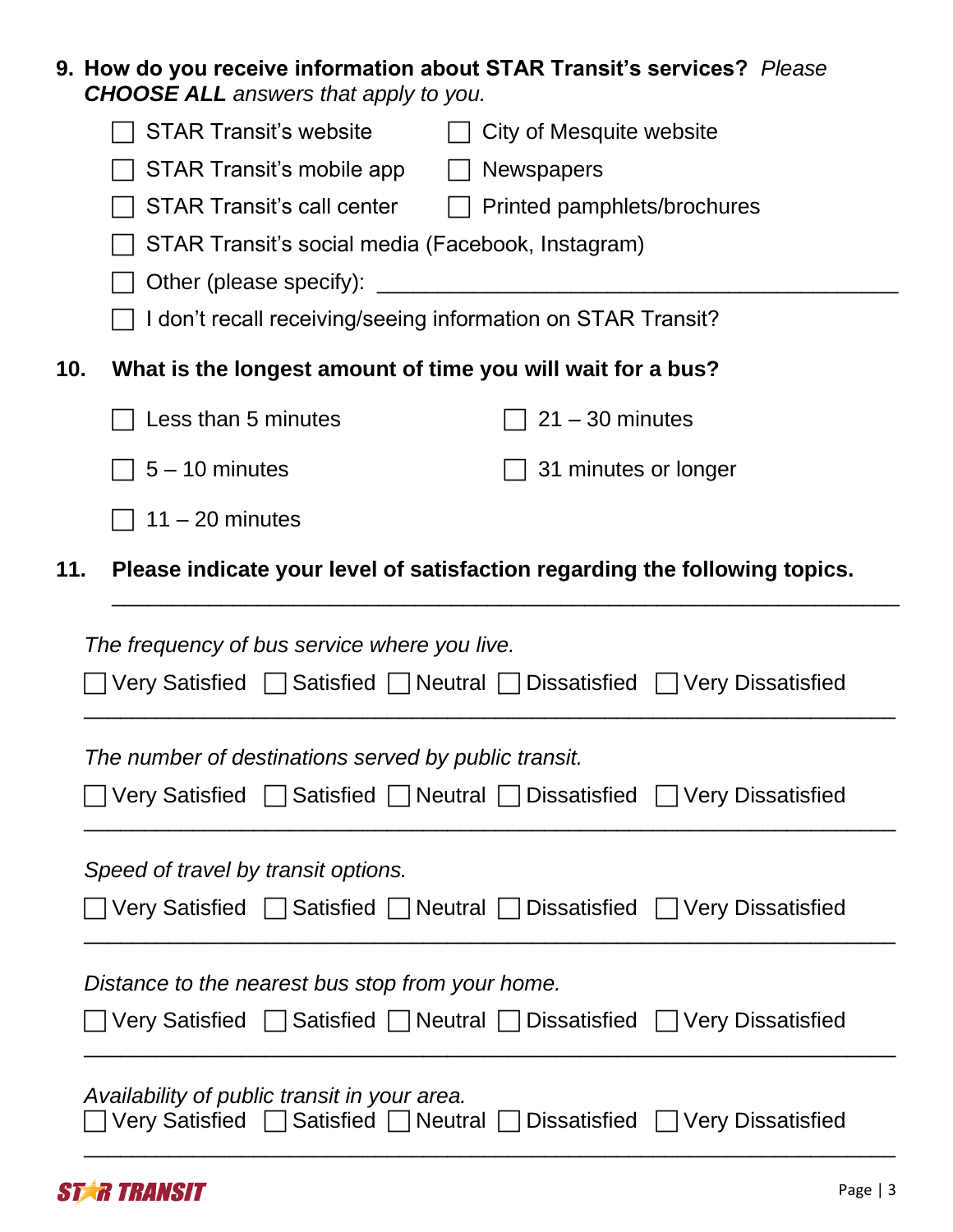**9. How do you receive information about STAR Transit's services?** *Please* ***CHOOSE ALL*** *answers that apply to you.*

- ☐ STAR Transit's website
- ☐ City of Mesquite website
- ☐ STAR Transit's mobile app
- ☐ Newspapers
- ☐ STAR Transit's call center
- ☐ Printed pamphlets/brochures
- ☐ STAR Transit's social media (Facebook, Instagram)
- ☐ Other (please specify): ___________________________________________
- ☐ I don't recall receiving/seeing information on STAR Transit?

**10. What is the longest amount of time you will wait for a bus?**

- ☐ Less than 5 minutes
- ☐ 5 – 10 minutes
- ☐ 11 – 20 minutes
- ☐ 21 – 30 minutes
- ☐ 31 minutes or longer

**11. Please indicate your level of satisfaction regarding the following topics.**

*The frequency of bus service where you live.*

☐ Very Satisfied ☐ Satisfied ☐ Neutral ☐ Dissatisfied ☐ Very Dissatisfied

*The number of destinations served by public transit.*

☐ Very Satisfied ☐ Satisfied ☐ Neutral ☐ Dissatisfied ☐ Very Dissatisfied

*Speed of travel by transit options.*

☐ Very Satisfied ☐ Satisfied ☐ Neutral ☐ Dissatisfied ☐ Very Dissatisfied

*Distance to the nearest bus stop from your home.*

☐ Very Satisfied ☐ Satisfied ☐ Neutral ☐ Dissatisfied ☐ Very Dissatisfied

*Availability of public transit in your area.*

☐ Very Satisfied ☐ Satisfied ☐ Neutral ☐ Dissatisfied ☐ Very Dissatisfied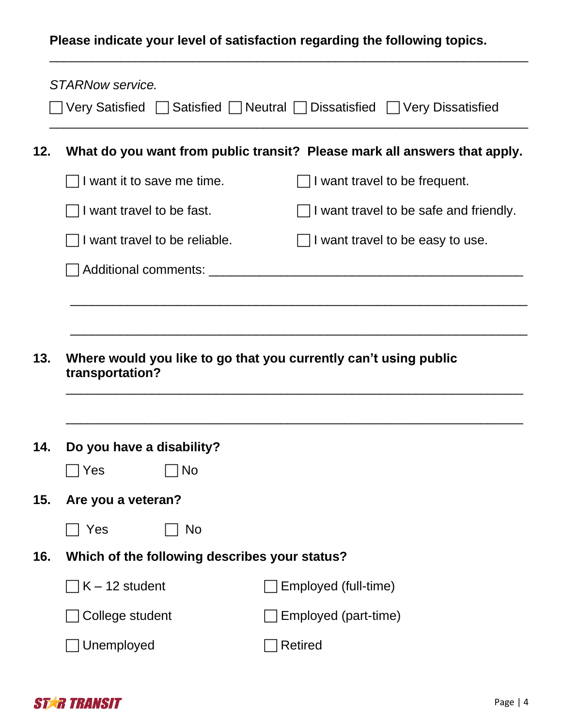**Please indicate your level of satisfaction regarding the following topics.**

---

*STARNow service.*

☐ Very Satisfied ☐ Satisfied ☐ Neutral ☐ Dissatisfied ☐ Very Dissatisfied

---

**12. What do you want from public transit? Please mark all answers that apply.**

☐ I want it to save me time.

☐ I want travel to be frequent.

☐ I want travel to be fast.

☐ I want travel to be safe and friendly.

☐ I want travel to be reliable.

☐ I want travel to be easy to use.

☐ Additional comments: ______________________________________________

_______________________________________________________________

_______________________________________________________________

**13. Where would you like to go that you currently can't using public transportation?**

_______________________________________________________________

_______________________________________________________________

**14. Do you have a disability?**

☐ Yes ☐ No

**15. Are you a veteran?**

☐ Yes ☐ No

**16. Which of the following describes your status?**

☐ K – 12 student

☐ Employed (full-time)

☐ College student

☐ Employed (part-time)

☐ Unemployed

☐ Retired

STAR TRANSIT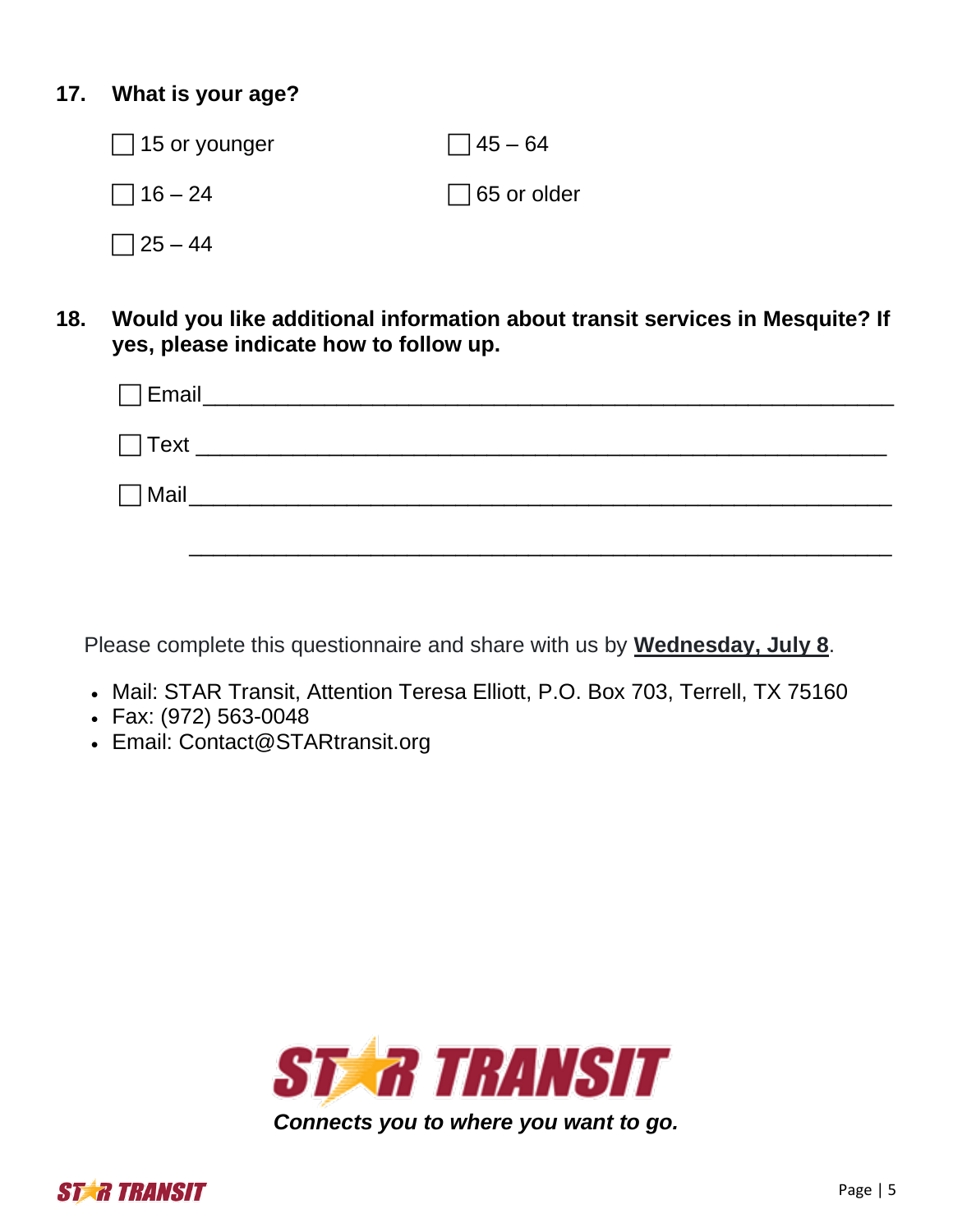**17. What is your age?**

- ☐ 15 or younger
- ☐ 16 – 24
- ☐ 25 – 44
- ☐ 45 – 64
- ☐ 65 or older

**18. Would you like additional information about transit services in Mesquite? If yes, please indicate how to follow up.**

☐ Email_______________________________________________________

☐ Text _______________________________________________________

☐ Mail_______________________________________________________

_______________________________________________________

Please complete this questionnaire and share with us by **Wednesday, July 8**.

- Mail: STAR Transit, Attention Teresa Elliott, P.O. Box 703, Terrell, TX 75160
- Fax: (972) 563-0048
- Email: Contact@STARtransit.org

STAR TRANSIT

*Connects you to where you want to go.*